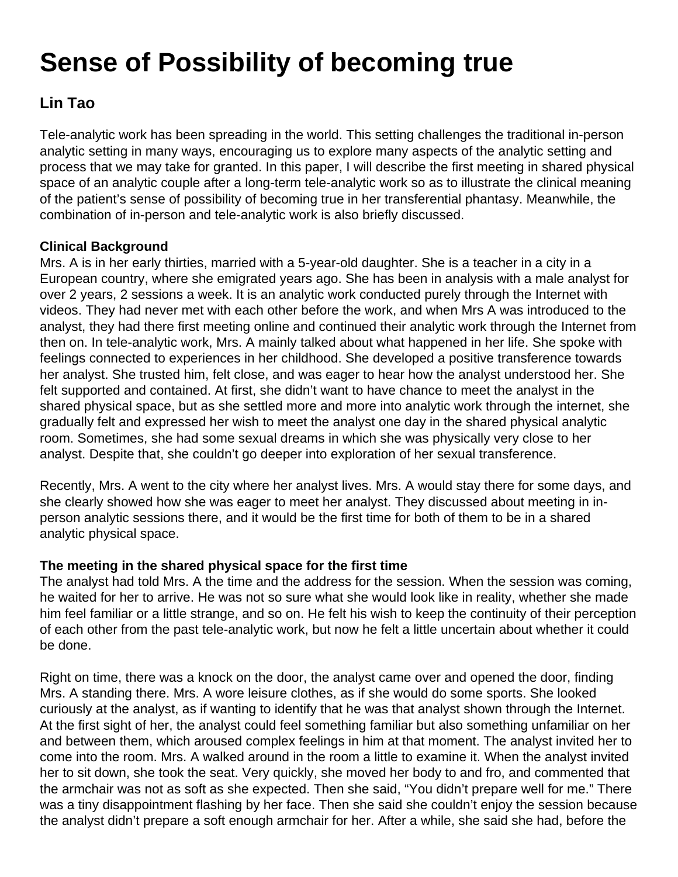# Sense of Possibility of becoming true

## Lin Tao

Tele-analytic work has been spreading in the world. This setting challenges the traditional in-person analytic setting in many ways, encouraging us to explore many aspects of the analytic setting and process that we may take for granted. In this paper, I will describe the first meeting in shared physical space of an analytic couple after a long-term tele-analytic work so as to illustrate the clinical meaning of the patient's sense of possibility of becoming true in her transferential phantasy. Meanwhile, the combination of in-person and tele-analytic work is also briefly discussed.

**Clinical Background**

Mrs. A is in her early thirties, married with a 5-year-old daughter. She is a teacher in a city in a European country, where she emigrated years ago. She has been in analysis with a male analyst for over 2 years, 2 sessions a week. It is an analytic work conducted purely through the Internet with videos. They had never met with each other before the work, and when Mrs A was introduced to the analyst, they had there first meeting online and continued their analytic work through the Internet from then on. In tele-analytic work, Mrs. A mainly talked about what happened in her life. She spoke with feelings connected to experiences in her childhood. She developed a positive transference towards her analyst. She trusted him, felt close, and was eager to hear how the analyst understood her. She felt supported and contained. At first, she didn't want to have chance to meet the analyst in the shared physical space, but as she settled more and more into analytic work through the internet, she gradually felt and expressed her wish to meet the analyst one day in the shared physical analytic room. Sometimes, she had some sexual dreams in which she was physically very close to her analyst. Despite that, she couldn't go deeper into exploration of her sexual transference.

Recently, Mrs. A went to the city where her analyst lives. Mrs. A would stay there for some days, and she clearly showed how she was eager to meet her analyst. They discussed about meeting in in-person analytic sessions there, and it would be the first time for both of them to be in a shared analytic physical space.

**The meeting in the shared physical space for the first time**

The analyst had told Mrs. A the time and the address for the session. When the session was coming, he waited for her to arrive. He was not so sure what she would look like in reality, whether she made him feel familiar or a little strange, and so on. He felt his wish to keep the continuity of their perception of each other from the past tele-analytic work, but now he felt a little uncertain about whether it could be done.

Right on time, there was a knock on the door, the analyst came over and opened the door, finding Mrs. A standing there. Mrs. A wore leisure clothes, as if she would do some sports. She looked curiously at the analyst, as if wanting to identify that he was that analyst shown through the Internet. At the first sight of her, the analyst could feel something familiar but also something unfamiliar on her and between them, which aroused complex feelings in him at that moment. The analyst invited her to come into the room. Mrs. A walked around in the room a little to examine it. When the analyst invited her to sit down, she took the seat. Very quickly, she moved her body to and fro, and commented that the armchair was not as soft as she expected. Then she said, "You didn't prepare well for me." There was a tiny disappointment flashing by her face. Then she said she couldn't enjoy the session because the analyst didn't prepare a soft enough armchair for her. After a while, she said she had, before the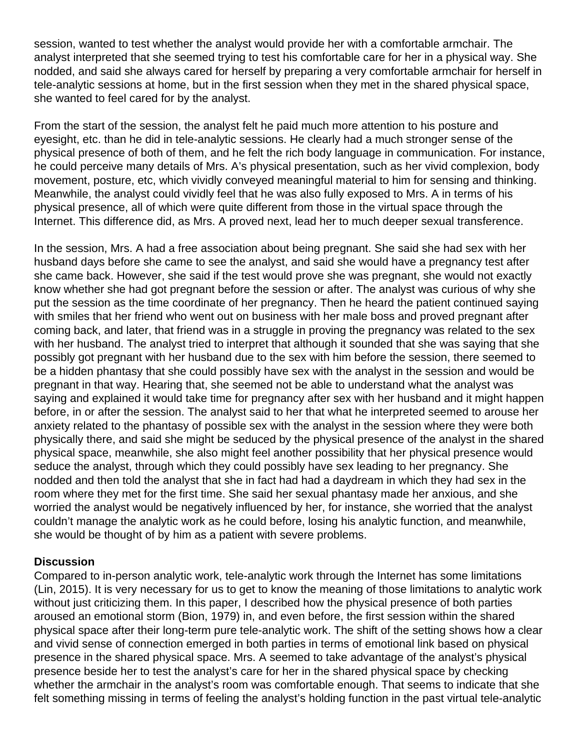session, wanted to test whether the analyst would provide her with a comfortable armchair. The analyst interpreted that she seemed trying to test his comfortable care for her in a physical way. She nodded, and said she always cared for herself by preparing a very comfortable armchair for herself in tele-analytic sessions at home, but in the first session when they met in the shared physical space, she wanted to feel cared for by the analyst.

From the start of the session, the analyst felt he paid much more attention to his posture and eyesight, etc. than he did in tele-analytic sessions. He clearly had a much stronger sense of the physical presence of both of them, and he felt the rich body language in communication. For instance, he could perceive many details of Mrs. A's physical presentation, such as her vivid complexion, body movement, posture, etc, which vividly conveyed meaningful material to him for sensing and thinking. Meanwhile, the analyst could vividly feel that he was also fully exposed to Mrs. A in terms of his physical presence, all of which were quite different from those in the virtual space through the Internet. This difference did, as Mrs. A proved next, lead her to much deeper sexual transference.

In the session, Mrs. A had a free association about being pregnant. She said she had sex with her husband days before she came to see the analyst, and said she would have a pregnancy test after she came back. However, she said if the test would prove she was pregnant, she would not exactly know whether she had got pregnant before the session or after. The analyst was curious of why she put the session as the time coordinate of her pregnancy. Then he heard the patient continued saying with smiles that her friend who went out on business with her male boss and proved pregnant after coming back, and later, that friend was in a struggle in proving the pregnancy was related to the sex with her husband. The analyst tried to interpret that although it sounded that she was saying that she possibly got pregnant with her husband due to the sex with him before the session, there seemed to be a hidden phantasy that she could possibly have sex with the analyst in the session and would be pregnant in that way. Hearing that, she seemed not be able to understand what the analyst was saying and explained it would take time for pregnancy after sex with her husband and it might happen before, in or after the session. The analyst said to her that what he interpreted seemed to arouse her anxiety related to the phantasy of possible sex with the analyst in the session where they were both physically there, and said she might be seduced by the physical presence of the analyst in the shared physical space, meanwhile, she also might feel another possibility that her physical presence would seduce the analyst, through which they could possibly have sex leading to her pregnancy. She nodded and then told the analyst that she in fact had had a daydream in which they had sex in the room where they met for the first time. She said her sexual phantasy made her anxious, and she worried the analyst would be negatively influenced by her, for instance, she worried that the analyst couldn't manage the analytic work as he could before, losing his analytic function, and meanwhile, she would be thought of by him as a patient with severe problems.

**Discussion**

Compared to in-person analytic work, tele-analytic work through the Internet has some limitations (Lin, 2015). It is very necessary for us to get to know the meaning of those limitations to analytic work without just criticizing them. In this paper, I described how the physical presence of both parties aroused an emotional storm (Bion, 1979) in, and even before, the first session within the shared physical space after their long-term pure tele-analytic work. The shift of the setting shows how a clear and vivid sense of connection emerged in both parties in terms of emotional link based on physical presence in the shared physical space. Mrs. A seemed to take advantage of the analyst's physical presence beside her to test the analyst's care for her in the shared physical space by checking whether the armchair in the analyst's room was comfortable enough. That seems to indicate that she felt something missing in terms of feeling the analyst's holding function in the past virtual tele-analytic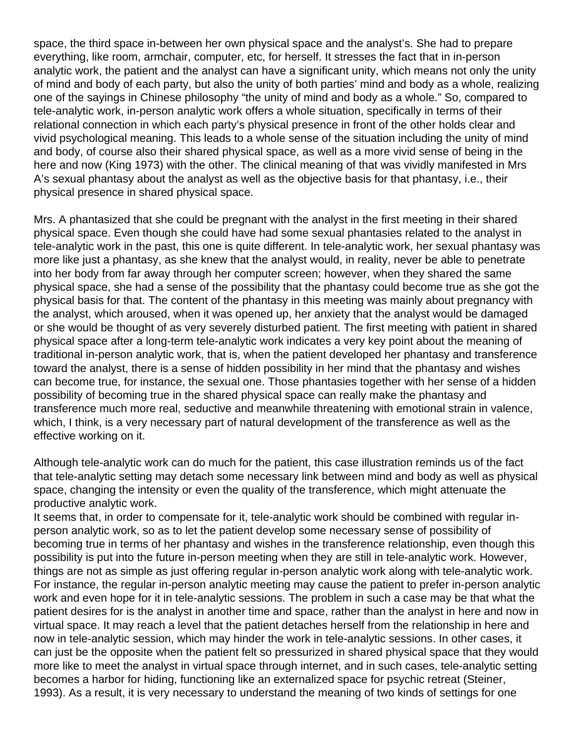space, the third space in-between her own physical space and the analyst's. She had to prepare everything, like room, armchair, computer, etc, for herself. It stresses the fact that in in-person analytic work, the patient and the analyst can have a significant unity, which means not only the unity of mind and body of each party, but also the unity of both parties' mind and body as a whole, realizing one of the sayings in Chinese philosophy "the unity of mind and body as a whole." So, compared to tele-analytic work, in-person analytic work offers a whole situation, specifically in terms of their relational connection in which each party's physical presence in front of the other holds clear and vivid psychological meaning. This leads to a whole sense of the situation including the unity of mind and body, of course also their shared physical space, as well as a more vivid sense of being in the here and now (King 1973) with the other. The clinical meaning of that was vividly manifested in Mrs A's sexual phantasy about the analyst as well as the objective basis for that phantasy, i.e., their physical presence in shared physical space.

Mrs. A phantasized that she could be pregnant with the analyst in the first meeting in their shared physical space. Even though she could have had some sexual phantasies related to the analyst in tele-analytic work in the past, this one is quite different. In tele-analytic work, her sexual phantasy was more like just a phantasy, as she knew that the analyst would, in reality, never be able to penetrate into her body from far away through her computer screen; however, when they shared the same physical space, she had a sense of the possibility that the phantasy could become true as she got the physical basis for that. The content of the phantasy in this meeting was mainly about pregnancy with the analyst, which aroused, when it was opened up, her anxiety that the analyst would be damaged or she would be thought of as very severely disturbed patient. The first meeting with patient in shared physical space after a long-term tele-analytic work indicates a very key point about the meaning of traditional in-person analytic work, that is, when the patient developed her phantasy and transference toward the analyst, there is a sense of hidden possibility in her mind that the phantasy and wishes can become true, for instance, the sexual one. Those phantasies together with her sense of a hidden possibility of becoming true in the shared physical space can really make the phantasy and transference much more real, seductive and meanwhile threatening with emotional strain in valence, which, I think, is a very necessary part of natural development of the transference as well as the effective working on it.

Although tele-analytic work can do much for the patient, this case illustration reminds us of the fact that tele-analytic setting may detach some necessary link between mind and body as well as physical space, changing the intensity or even the quality of the transference, which might attenuate the productive analytic work.

It seems that, in order to compensate for it, tele-analytic work should be combined with regular in-person analytic work, so as to let the patient develop some necessary sense of possibility of becoming true in terms of her phantasy and wishes in the transference relationship, even though this possibility is put into the future in-person meeting when they are still in tele-analytic work. However, things are not as simple as just offering regular in-person analytic work along with tele-analytic work. For instance, the regular in-person analytic meeting may cause the patient to prefer in-person analytic work and even hope for it in tele-analytic sessions. The problem in such a case may be that what the patient desires for is the analyst in another time and space, rather than the analyst in here and now in virtual space. It may reach a level that the patient detaches herself from the relationship in here and now in tele-analytic session, which may hinder the work in tele-analytic sessions. In other cases, it can just be the opposite when the patient felt so pressurized in shared physical space that they would more like to meet the analyst in virtual space through internet, and in such cases, tele-analytic setting becomes a harbor for hiding, functioning like an externalized space for psychic retreat (Steiner, 1993). As a result, it is very necessary to understand the meaning of two kinds of settings for one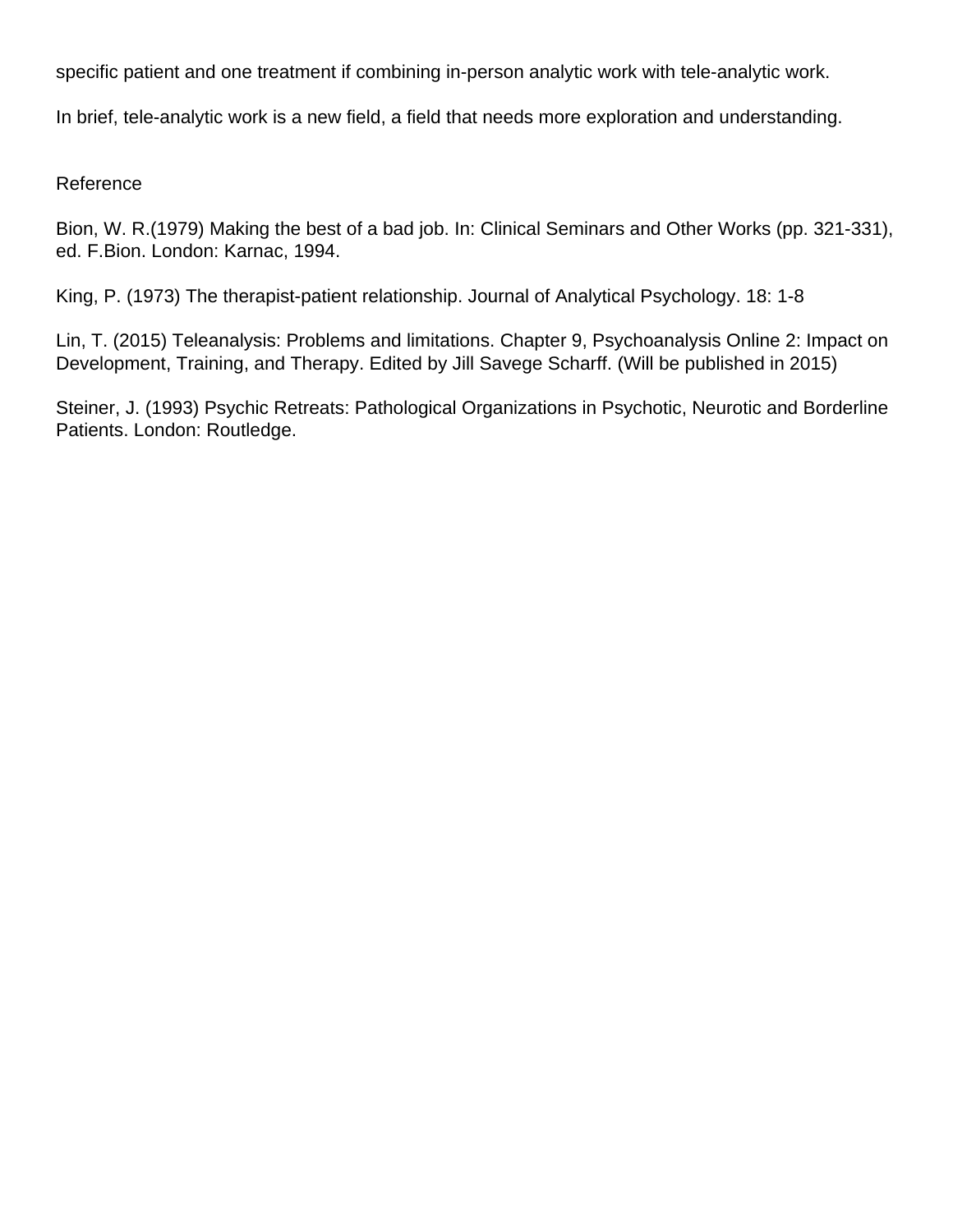specific patient and one treatment if combining in-person analytic work with tele-analytic work.

In brief, tele-analytic work is a new field, a field that needs more exploration and understanding.

Reference

Bion, W. R.(1979) Making the best of a bad job. In: Clinical Seminars and Other Works (pp. 321-331), ed. F.Bion. London: Karnac, 1994.

King, P. (1973) The therapist-patient relationship. Journal of Analytical Psychology. 18: 1-8

Lin, T. (2015) Teleanalysis: Problems and limitations. Chapter 9, Psychoanalysis Online 2: Impact on Development, Training, and Therapy. Edited by Jill Savege Scharff. (Will be published in 2015)

Steiner, J. (1993) Psychic Retreats: Pathological Organizations in Psychotic, Neurotic and Borderline Patients. London: Routledge.